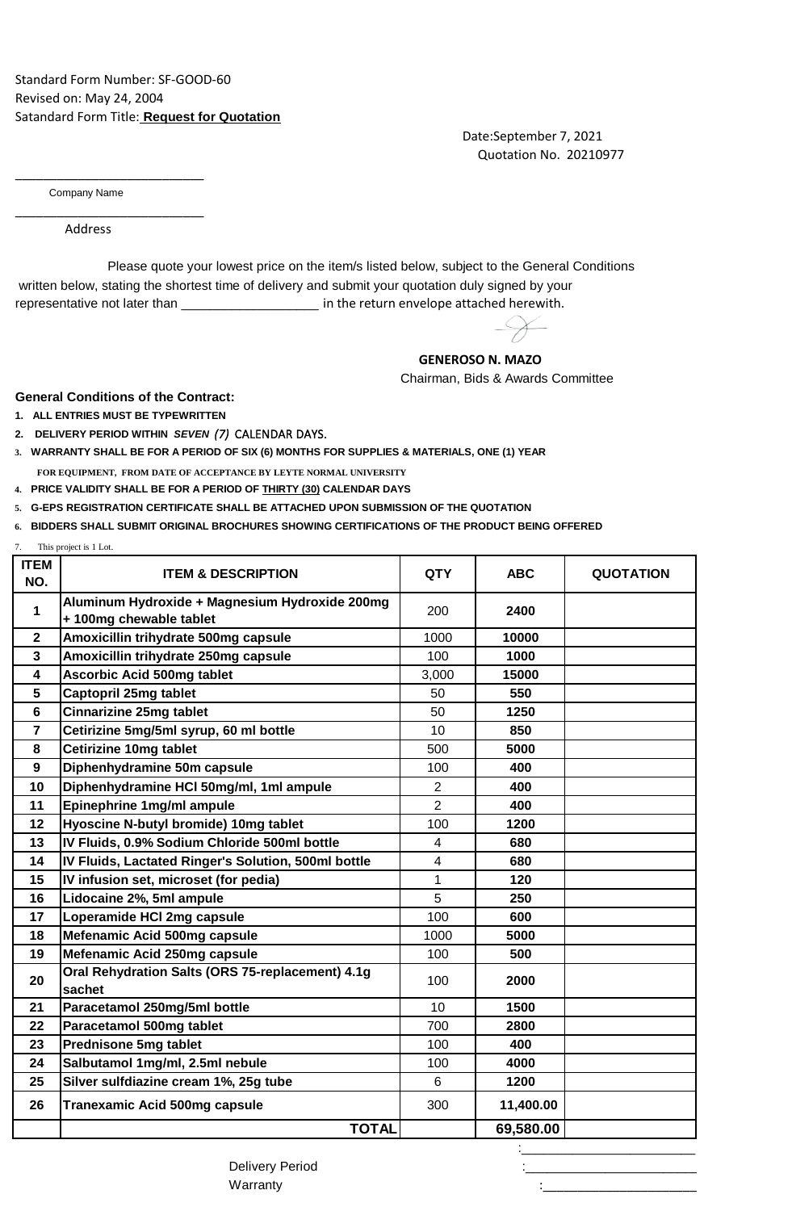Standard Form Number: SF-GOOD-60
Revised on: May 24, 2004
Satandard Form Title: **Request for Quotation**

Date:September 7, 2021
Quotation No. 20210977

___________________________
Company Name

___________________________
Address

Please quote your lowest price on the item/s listed below, subject to the General Conditions written below, stating the shortest time of delivery and submit your quotation duly signed by your representative not later than ____________________ in the return envelope attached herewith.

**GENEROSO N. MAZO**
Chairman, Bids & Awards Committee

**General Conditions of the Contract:**

1. **ALL ENTRIES MUST BE TYPEWRITTEN**
2. **DELIVERY PERIOD WITHIN *SEVEN (7)* CALENDAR DAYS.**
3. **WARRANTY SHALL BE FOR A PERIOD OF SIX (6) MONTHS FOR SUPPLIES & MATERIALS, ONE (1) YEAR FOR EQUIPMENT, FROM DATE OF ACCEPTANCE BY LEYTE NORMAL UNIVERSITY**
4. **PRICE VALIDITY SHALL BE FOR A PERIOD OF THIRTY (30) CALENDAR DAYS**
5. **G-EPS REGISTRATION CERTIFICATE SHALL BE ATTACHED UPON SUBMISSION OF THE QUOTATION**
6. **BIDDERS SHALL SUBMIT ORIGINAL BROCHURES SHOWING CERTIFICATIONS OF THE PRODUCT BEING OFFERED**
7. This project is 1 Lot.

| ITEM NO. | ITEM & DESCRIPTION | QTY | ABC | QUOTATION |
|---|---|---|---|---|
| 1 | Aluminum Hydroxide + Magnesium Hydroxide 200mg + 100mg chewable tablet | 200 | 2400 | |
| 2 | Amoxicillin trihydrate 500mg capsule | 1000 | 10000 | |
| 3 | Amoxicillin trihydrate 250mg capsule | 100 | 1000 | |
| 4 | Ascorbic Acid 500mg tablet | 3,000 | 15000 | |
| 5 | Captopril 25mg tablet | 50 | 550 | |
| 6 | Cinnarizine 25mg tablet | 50 | 1250 | |
| 7 | Cetirizine 5mg/5ml syrup, 60 ml bottle | 10 | 850 | |
| 8 | Cetirizine 10mg tablet | 500 | 5000 | |
| 9 | Diphenhydramine 50m capsule | 100 | 400 | |
| 10 | Diphenhydramine HCl 50mg/ml, 1ml ampule | 2 | 400 | |
| 11 | Epinephrine 1mg/ml ampule | 2 | 400 | |
| 12 | Hyoscine N-butyl bromide) 10mg tablet | 100 | 1200 | |
| 13 | IV Fluids, 0.9% Sodium Chloride 500ml bottle | 4 | 680 | |
| 14 | IV Fluids, Lactated Ringer's Solution, 500ml bottle | 4 | 680 | |
| 15 | IV infusion set, microset (for pedia) | 1 | 120 | |
| 16 | Lidocaine 2%, 5ml ampule | 5 | 250 | |
| 17 | Loperamide HCl 2mg capsule | 100 | 600 | |
| 18 | Mefenamic Acid 500mg capsule | 1000 | 5000 | |
| 19 | Mefenamic Acid 250mg capsule | 100 | 500 | |
| 20 | Oral Rehydration Salts (ORS 75-replacement) 4.1g sachet | 100 | 2000 | |
| 21 | Paracetamol 250mg/5ml bottle | 10 | 1500 | |
| 22 | Paracetamol 500mg tablet | 700 | 2800 | |
| 23 | Prednisone 5mg tablet | 100 | 400 | |
| 24 | Salbutamol 1mg/ml, 2.5ml nebule | 100 | 4000 | |
| 25 | Silver sulfdiazine cream 1%, 25g tube | 6 | 1200 | |
| 26 | Tranexamic Acid 500mg capsule | 300 | 11,400.00 | |
| | **TOTAL** | | **69,580.00** | |

:________________________

Delivery Period :________________________

Warranty :________________________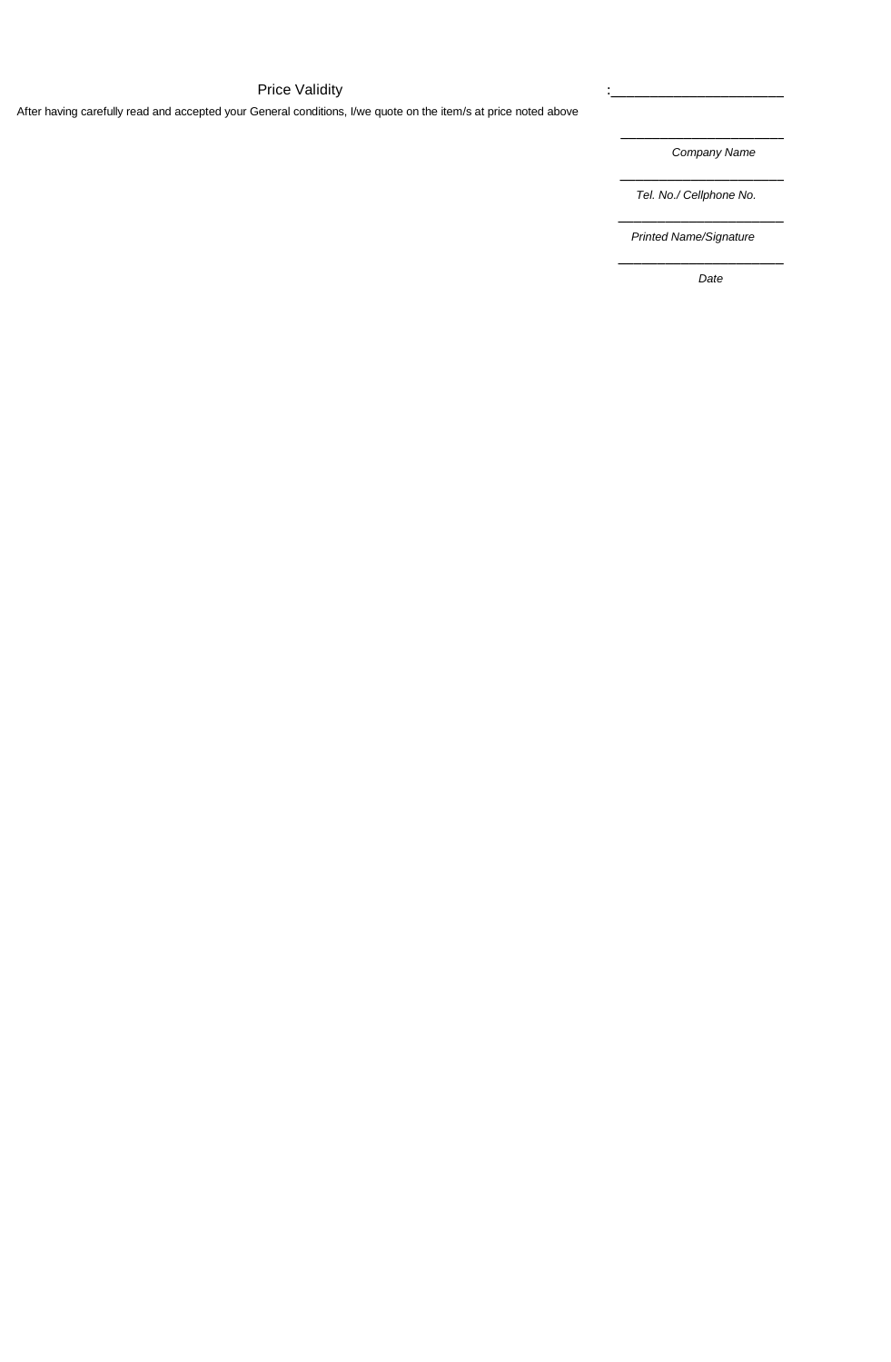Price Validity :______________________

After having carefully read and accepted your General conditions, I/we quote on the item/s at price noted above

________________________
*Company Name*

________________________
*Tel. No./ Cellphone No.*

________________________
*Printed Name/Signature*

________________________
*Date*